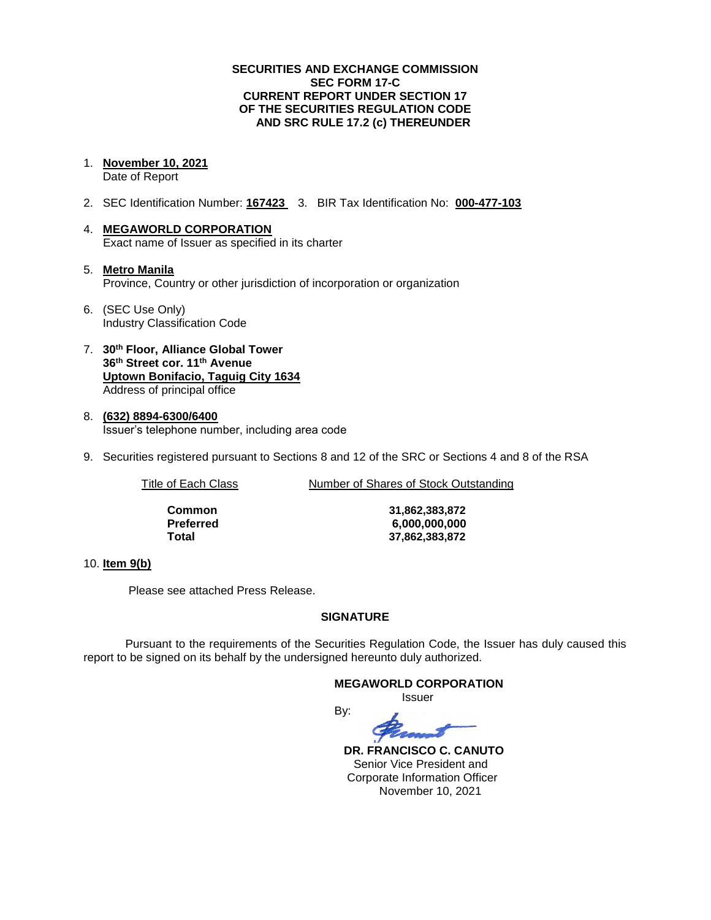**SECURITIES AND EXCHANGE COMMISSION**
**SEC FORM 17-C**
**CURRENT REPORT UNDER SECTION 17**
**OF THE SECURITIES REGULATION CODE**
**AND SRC RULE 17.2 (c) THEREUNDER**

1. **November 10, 2021**
   Date of Report

2. SEC Identification Number: **167423** 3. BIR Tax Identification No: **000-477-103**

4. **MEGAWORLD CORPORATION**
   Exact name of Issuer as specified in its charter

5. **Metro Manila**
   Province, Country or other jurisdiction of incorporation or organization

6. (SEC Use Only)
   Industry Classification Code

7. **30th Floor, Alliance Global Tower**
   **36th Street cor. 11th Avenue**
   **Uptown Bonifacio, Taguig City 1634**
   Address of principal office

8. **(632) 8894-6300/6400**
   Issuer's telephone number, including area code

9. Securities registered pursuant to Sections 8 and 12 of the SRC or Sections 4 and 8 of the RSA

| Title of Each Class | Number of Shares of Stock Outstanding |
|---|---|
| **Common** | **31,862,383,872** |
| **Preferred** | **6,000,000,000** |
| **Total** | **37,862,383,872** |

10. **Item 9(b)**

Please see attached Press Release.

**SIGNATURE**

Pursuant to the requirements of the Securities Regulation Code, the Issuer has duly caused this report to be signed on its behalf by the undersigned hereunto duly authorized.

**MEGAWORLD CORPORATION**
Issuer

By:

**DR. FRANCISCO C. CANUTO**
Senior Vice President and
Corporate Information Officer
November 10, 2021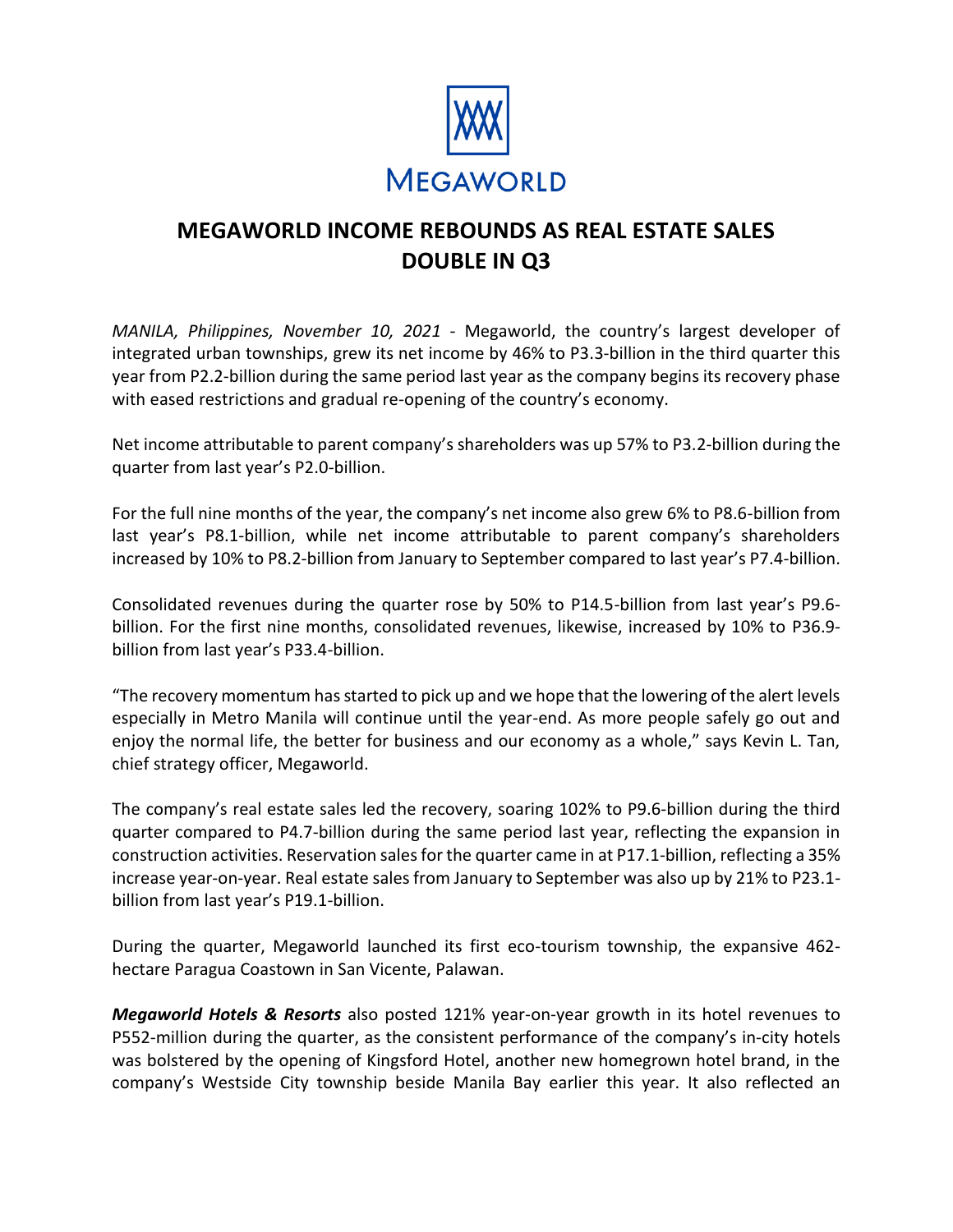MEGAWORLD

# MEGAWORLD INCOME REBOUNDS AS REAL ESTATE SALES DOUBLE IN Q3

*MANILA, Philippines, November 10, 2021* - Megaworld, the country's largest developer of integrated urban townships, grew its net income by 46% to P3.3-billion in the third quarter this year from P2.2-billion during the same period last year as the company begins its recovery phase with eased restrictions and gradual re-opening of the country's economy.

Net income attributable to parent company's shareholders was up 57% to P3.2-billion during the quarter from last year's P2.0-billion.

For the full nine months of the year, the company's net income also grew 6% to P8.6-billion from last year's P8.1-billion, while net income attributable to parent company's shareholders increased by 10% to P8.2-billion from January to September compared to last year's P7.4-billion.

Consolidated revenues during the quarter rose by 50% to P14.5-billion from last year's P9.6-billion. For the first nine months, consolidated revenues, likewise, increased by 10% to P36.9-billion from last year's P33.4-billion.

"The recovery momentum has started to pick up and we hope that the lowering of the alert levels especially in Metro Manila will continue until the year-end. As more people safely go out and enjoy the normal life, the better for business and our economy as a whole," says Kevin L. Tan, chief strategy officer, Megaworld.

The company's real estate sales led the recovery, soaring 102% to P9.6-billion during the third quarter compared to P4.7-billion during the same period last year, reflecting the expansion in construction activities. Reservation sales for the quarter came in at P17.1-billion, reflecting a 35% increase year-on-year. Real estate sales from January to September was also up by 21% to P23.1-billion from last year's P19.1-billion.

During the quarter, Megaworld launched its first eco-tourism township, the expansive 462-hectare Paragua Coastown in San Vicente, Palawan.

***Megaworld Hotels & Resorts*** also posted 121% year-on-year growth in its hotel revenues to P552-million during the quarter, as the consistent performance of the company's in-city hotels was bolstered by the opening of Kingsford Hotel, another new homegrown hotel brand, in the company's Westside City township beside Manila Bay earlier this year. It also reflected an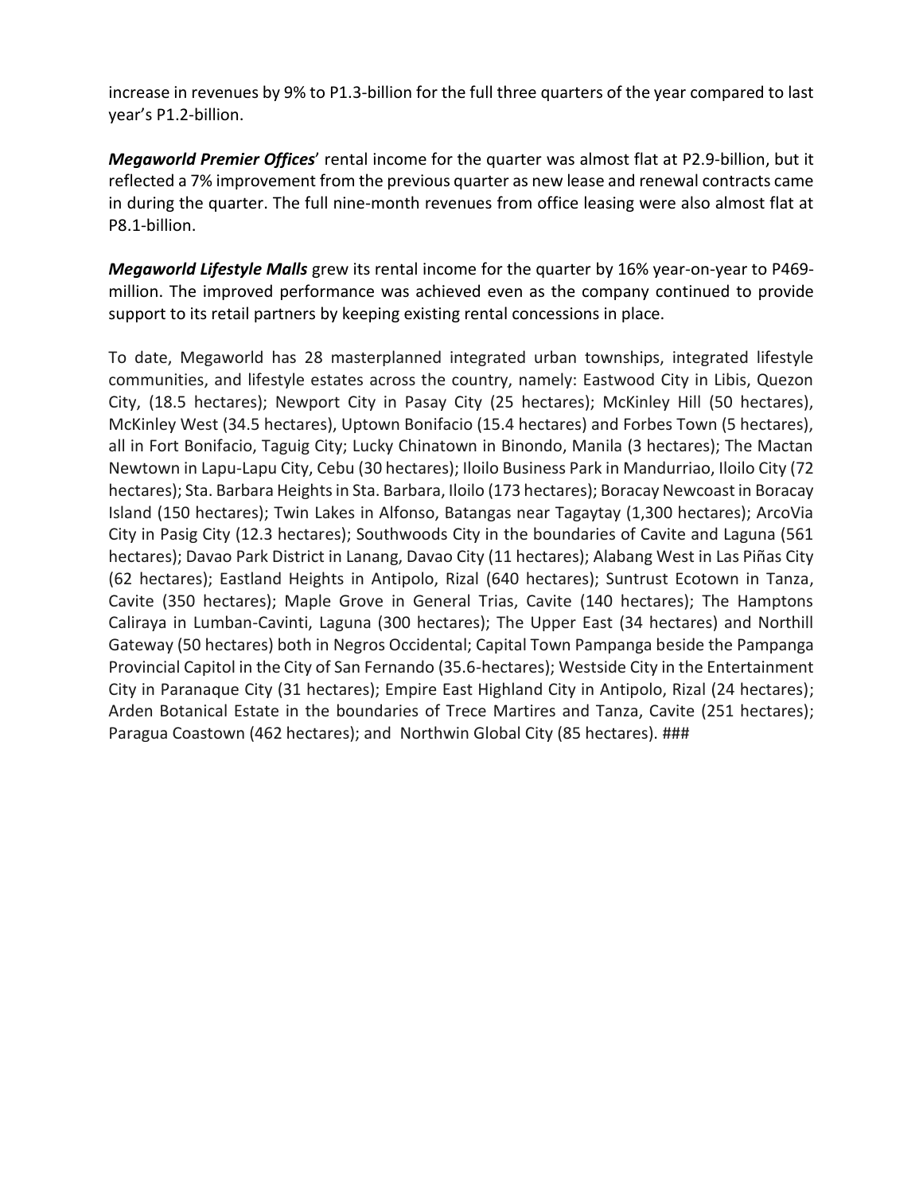increase in revenues by 9% to P1.3-billion for the full three quarters of the year compared to last year's P1.2-billion.

***Megaworld Premier Offices***' rental income for the quarter was almost flat at P2.9-billion, but it reflected a 7% improvement from the previous quarter as new lease and renewal contracts came in during the quarter. The full nine-month revenues from office leasing were also almost flat at P8.1-billion.

***Megaworld Lifestyle Malls*** grew its rental income for the quarter by 16% year-on-year to P469-million. The improved performance was achieved even as the company continued to provide support to its retail partners by keeping existing rental concessions in place.

To date, Megaworld has 28 masterplanned integrated urban townships, integrated lifestyle communities, and lifestyle estates across the country, namely: Eastwood City in Libis, Quezon City, (18.5 hectares); Newport City in Pasay City (25 hectares); McKinley Hill (50 hectares), McKinley West (34.5 hectares), Uptown Bonifacio (15.4 hectares) and Forbes Town (5 hectares), all in Fort Bonifacio, Taguig City; Lucky Chinatown in Binondo, Manila (3 hectares); The Mactan Newtown in Lapu-Lapu City, Cebu (30 hectares); Iloilo Business Park in Mandurriao, Iloilo City (72 hectares); Sta. Barbara Heights in Sta. Barbara, Iloilo (173 hectares); Boracay Newcoast in Boracay Island (150 hectares); Twin Lakes in Alfonso, Batangas near Tagaytay (1,300 hectares); ArcoVia City in Pasig City (12.3 hectares); Southwoods City in the boundaries of Cavite and Laguna (561 hectares); Davao Park District in Lanang, Davao City (11 hectares); Alabang West in Las Piñas City (62 hectares); Eastland Heights in Antipolo, Rizal (640 hectares); Suntrust Ecotown in Tanza, Cavite (350 hectares); Maple Grove in General Trias, Cavite (140 hectares); The Hamptons Caliraya in Lumban-Cavinti, Laguna (300 hectares); The Upper East (34 hectares) and Northill Gateway (50 hectares) both in Negros Occidental; Capital Town Pampanga beside the Pampanga Provincial Capitol in the City of San Fernando (35.6-hectares); Westside City in the Entertainment City in Paranaque City (31 hectares); Empire East Highland City in Antipolo, Rizal (24 hectares); Arden Botanical Estate in the boundaries of Trece Martires and Tanza, Cavite (251 hectares); Paragua Coastown (462 hectares); and Northwin Global City (85 hectares). ###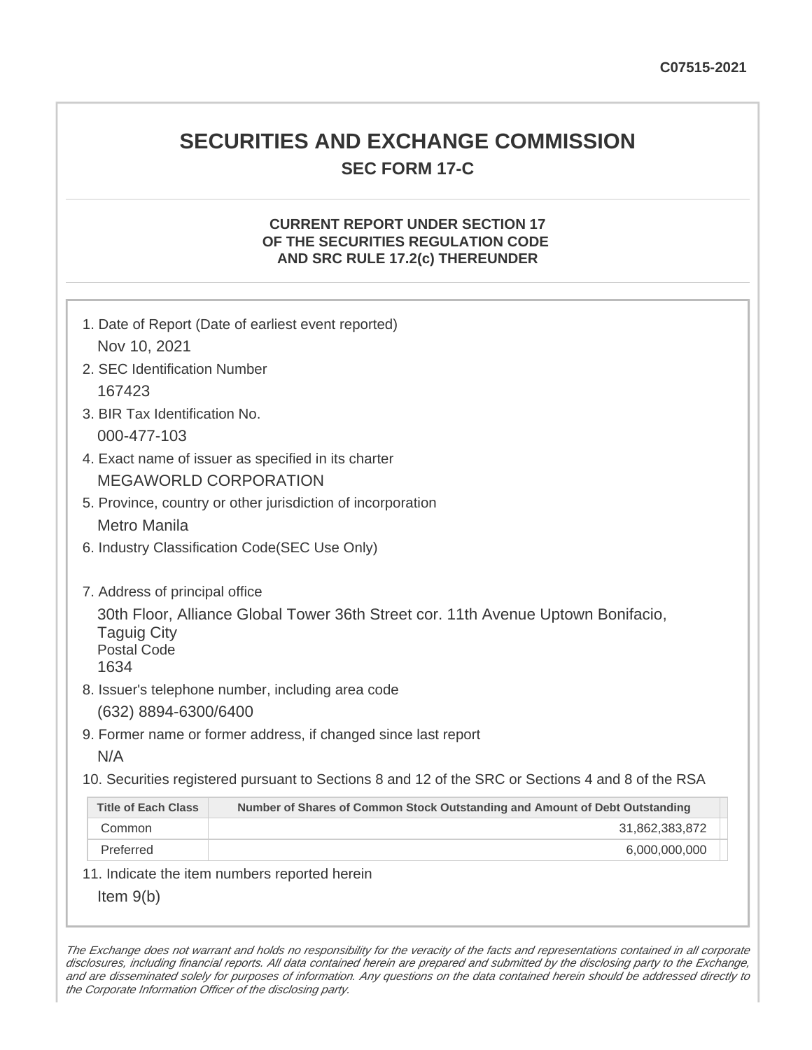C07515-2021

# SECURITIES AND EXCHANGE COMMISSION

## SEC FORM 17-C

### CURRENT REPORT UNDER SECTION 17 OF THE SECURITIES REGULATION CODE AND SRC RULE 17.2(c) THEREUNDER

1. Date of Report (Date of earliest event reported)
   Nov 10, 2021
2. SEC Identification Number
   167423
3. BIR Tax Identification No.
   000-477-103
4. Exact name of issuer as specified in its charter
   MEGAWORLD CORPORATION
5. Province, country or other jurisdiction of incorporation
   Metro Manila
6. Industry Classification Code(SEC Use Only)

7. Address of principal office
   30th Floor, Alliance Global Tower 36th Street cor. 11th Avenue Uptown Bonifacio, Taguig City
   Postal Code
   1634
8. Issuer's telephone number, including area code
   (632) 8894-6300/6400
9. Former name or former address, if changed since last report
   N/A
10. Securities registered pursuant to Sections 8 and 12 of the SRC or Sections 4 and 8 of the RSA

| Title of Each Class | Number of Shares of Common Stock Outstanding and Amount of Debt Outstanding |
|---|---|
| Common | 31,862,383,872 |
| Preferred | 6,000,000,000 |

11. Indicate the item numbers reported herein
    Item 9(b)

*The Exchange does not warrant and holds no responsibility for the veracity of the facts and representations contained in all corporate disclosures, including financial reports. All data contained herein are prepared and submitted by the disclosing party to the Exchange, and are disseminated solely for purposes of information. Any questions on the data contained herein should be addressed directly to the Corporate Information Officer of the disclosing party.*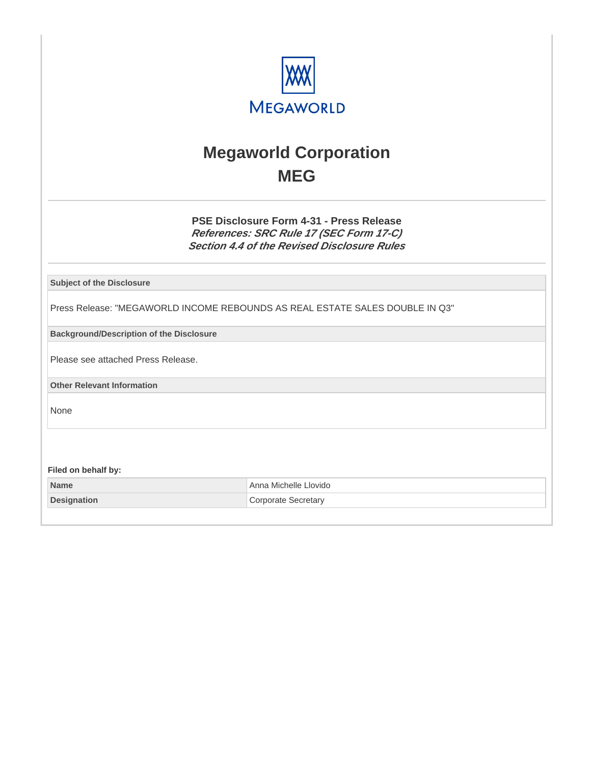MEGAWORLD

# Megaworld Corporation

# MEG

### PSE Disclosure Form 4-31 - Press Release

***References: SRC Rule 17 (SEC Form 17-C)***
***Section 4.4 of the Revised Disclosure Rules***

**Subject of the Disclosure**

Press Release: "MEGAWORLD INCOME REBOUNDS AS REAL ESTATE SALES DOUBLE IN Q3"

**Background/Description of the Disclosure**

Please see attached Press Release.

**Other Relevant Information**

None

**Filed on behalf by:**

| | |
|---|---|
| **Name** | Anna Michelle Llovido |
| **Designation** | Corporate Secretary |